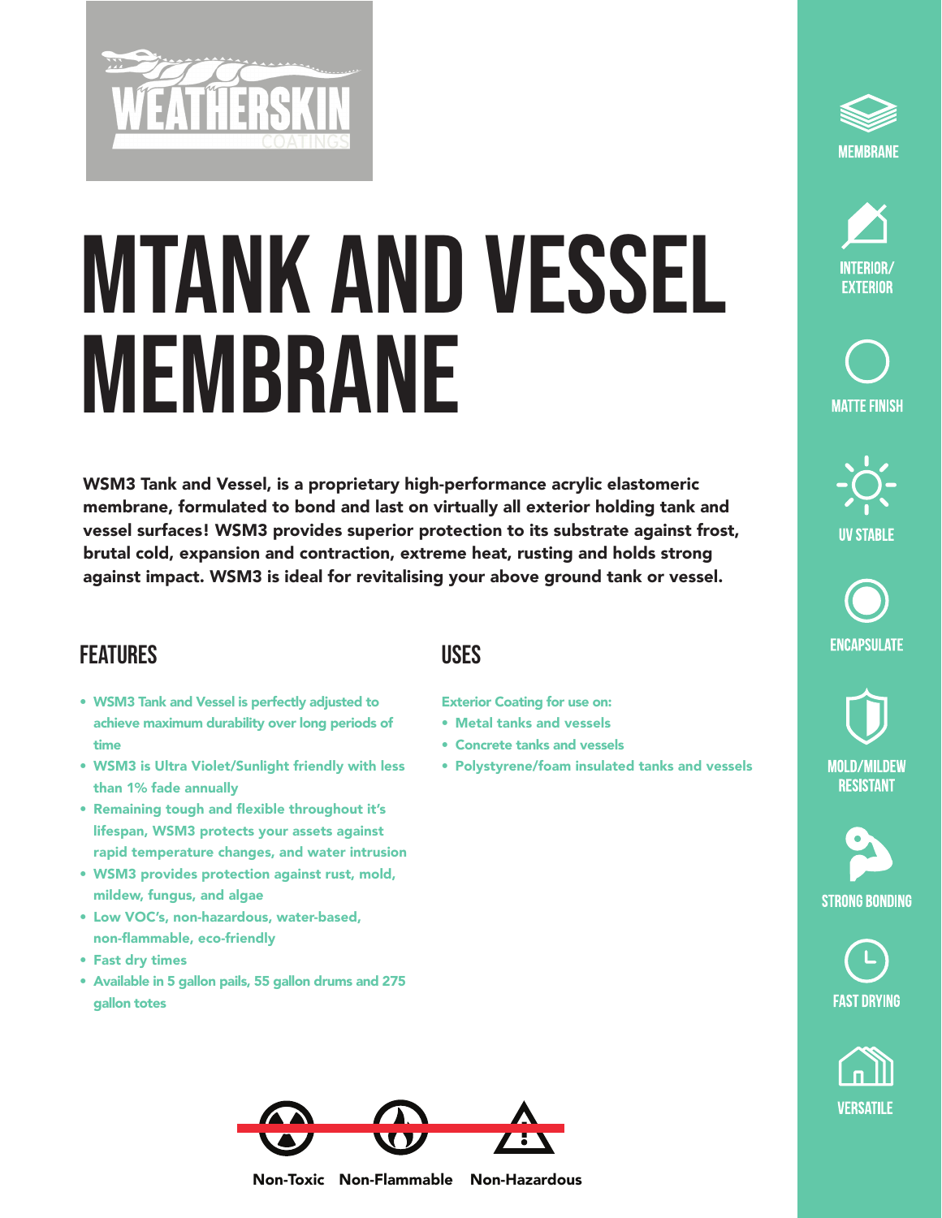WEATHERSKIN COATINGS

# MTANK AND VESSEL MEMBRANE

**WSM3 Tank and Vessel, is a proprietary high-performance acrylic elastomeric membrane, formulated to bond and last on virtually all exterior holding tank and vessel surfaces! WSM3 provides superior protection to its substrate against frost, brutal cold, expansion and contraction, extreme heat, rusting and holds strong against impact. WSM3 is ideal for revitalising your above ground tank or vessel.**

## FEATURES

- WSM3 Tank and Vessel is perfectly adjusted to achieve maximum durability over long periods of time
- WSM3 is Ultra Violet/Sunlight friendly with less than 1% fade annually
- Remaining tough and flexible throughout it's lifespan, WSM3 protects your assets against rapid temperature changes, and water intrusion
- WSM3 provides protection against rust, mold, mildew, fungus, and algae
- Low VOC's, non-hazardous, water-based, non-flammable, eco-friendly
- Fast dry times
- Available in 5 gallon pails, 55 gallon drums and 275 gallon totes

## USES

Exterior Coating for use on:

- Metal tanks and vessels
- Concrete tanks and vessels
- Polystyrene/foam insulated tanks and vessels

Non-Toxic Non-Flammable Non-Hazardous

MEMBRANE

INTERIOR/ EXTERIOR

MATTE FINISH

UV STABLE

ENCAPSULATE

MOLD/MILDEW RESISTANT

STRONG BONDING

FAST DRYING

VERSATILE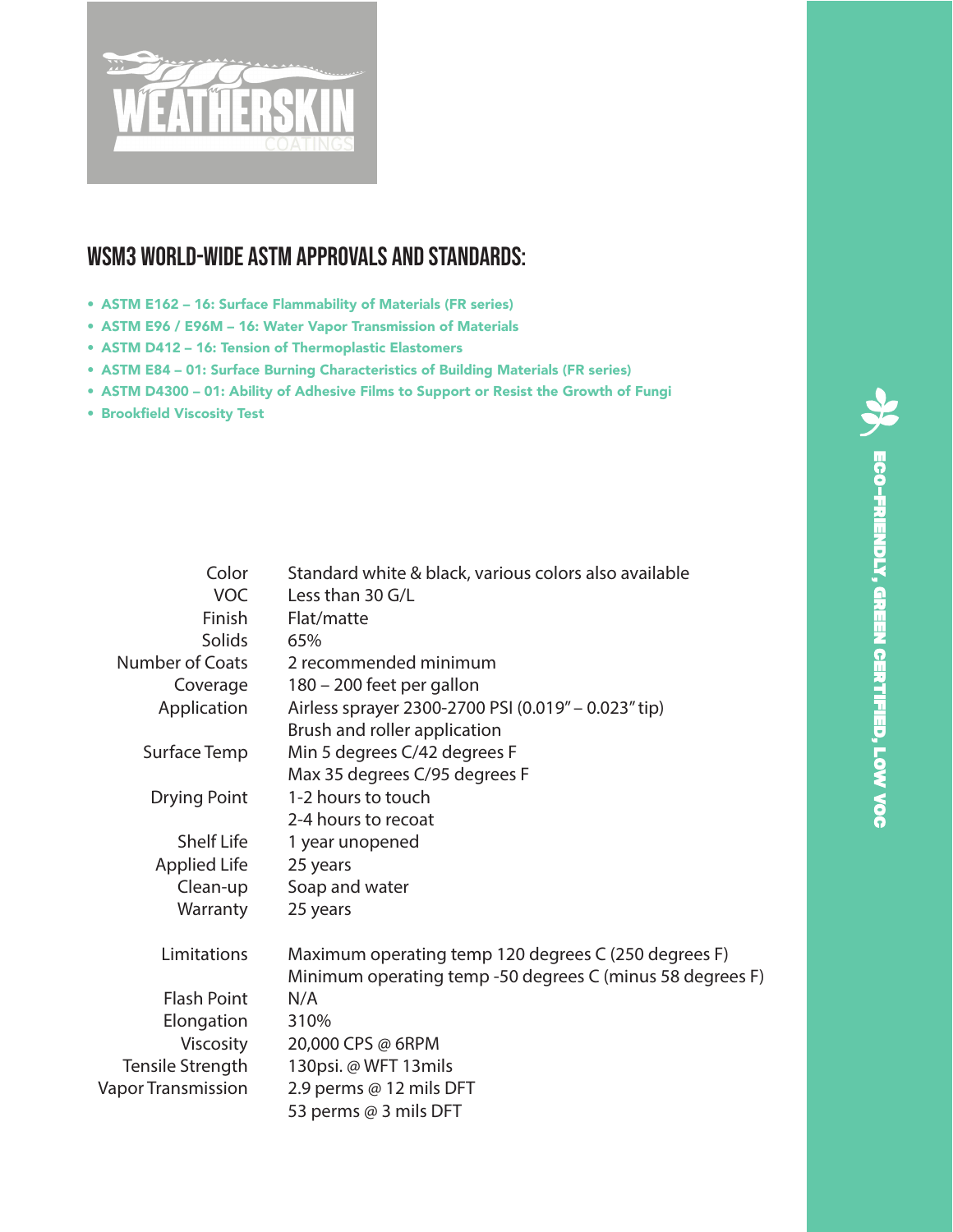WEATHERSKIN COATINGS

## WSM3 WORLD-WIDE ASTM APPROVALS AND STANDARDS:

- **ASTM E162 – 16: Surface Flammability of Materials (FR series)**
- **ASTM E96 / E96M – 16: Water Vapor Transmission of Materials**
- **ASTM D412 – 16: Tension of Thermoplastic Elastomers**
- **ASTM E84 – 01: Surface Burning Characteristics of Building Materials (FR series)**
- **ASTM D4300 – 01: Ability of Adhesive Films to Support or Resist the Growth of Fungi**
- **Brookfield Viscosity Test**

| | |
|---|---|
| Color | Standard white & black, various colors also available |
| VOC | Less than 30 G/L |
| Finish | Flat/matte |
| Solids | 65% |
| Number of Coats | 2 recommended minimum |
| Coverage | 180 – 200 feet per gallon |
| Application | Airless sprayer 2300-2700 PSI (0.019" – 0.023" tip)<br>Brush and roller application |
| Surface Temp | Min 5 degrees C/42 degrees F<br>Max 35 degrees C/95 degrees F |
| Drying Point | 1-2 hours to touch<br>2-4 hours to recoat |
| Shelf Life | 1 year unopened |
| Applied Life | 25 years |
| Clean-up | Soap and water |
| Warranty | 25 years |
| Limitations | Maximum operating temp 120 degrees C (250 degrees F)<br>Minimum operating temp -50 degrees C (minus 58 degrees F) |
| Flash Point | N/A |
| Elongation | 310% |
| Viscosity | 20,000 CPS @ 6RPM |
| Tensile Strength | 130psi. @ WFT 13mils |
| Vapor Transmission | 2.9 perms @ 12 mils DFT<br>53 perms @ 3 mils DFT |

ECO-FRIENDLY, GREEN CERTIFIED, LOW VOC